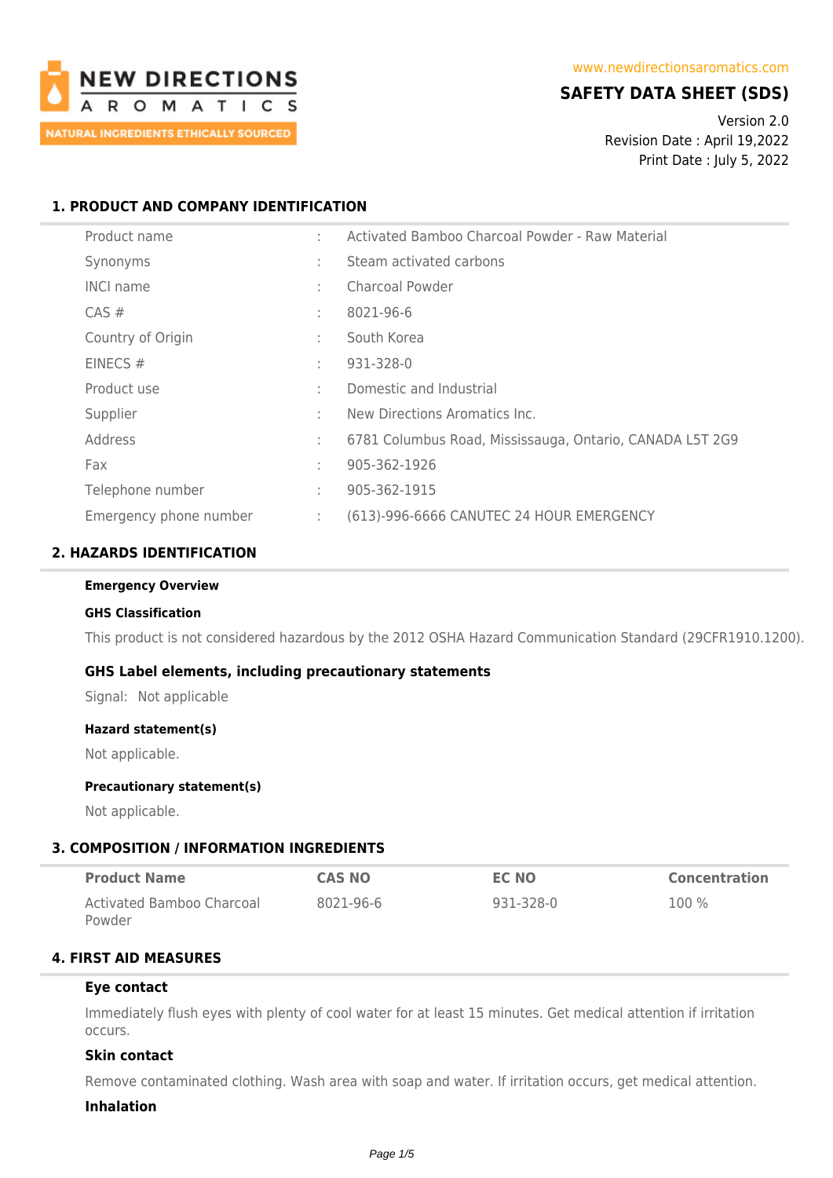NEW DIRECTIONS AROMATICS
NATURAL INGREDIENTS ETHICALLY SOURCED

www.newdirectionsaromatics.com

# SAFETY DATA SHEET (SDS)

Version 2.0
Revision Date : April 19,2022
Print Date : July 5, 2022

## 1. PRODUCT AND COMPANY IDENTIFICATION

| | | |
|---|---|---|
| Product name | : | Activated Bamboo Charcoal Powder - Raw Material |
| Synonyms | : | Steam activated carbons |
| INCI name | : | Charcoal Powder |
| CAS # | : | 8021-96-6 |
| Country of Origin | : | South Korea |
| EINECS # | : | 931-328-0 |
| Product use | : | Domestic and Industrial |
| Supplier | : | New Directions Aromatics Inc. |
| Address | : | 6781 Columbus Road, Mississauga, Ontario, CANADA L5T 2G9 |
| Fax | : | 905-362-1926 |
| Telephone number | : | 905-362-1915 |
| Emergency phone number | : | (613)-996-6666 CANUTEC 24 HOUR EMERGENCY |

## 2. HAZARDS IDENTIFICATION

**Emergency Overview**

**GHS Classification**

This product is not considered hazardous by the 2012 OSHA Hazard Communication Standard (29CFR1910.1200).

### GHS Label elements, including precautionary statements

Signal: Not applicable

**Hazard statement(s)**

Not applicable.

**Precautionary statement(s)**

Not applicable.

## 3. COMPOSITION / INFORMATION INGREDIENTS

| Product Name | CAS NO | EC NO | Concentration |
|---|---|---|---|
| Activated Bamboo Charcoal Powder | 8021-96-6 | 931-328-0 | 100 % |

## 4. FIRST AID MEASURES

### Eye contact

Immediately flush eyes with plenty of cool water for at least 15 minutes. Get medical attention if irritation occurs.

### Skin contact

Remove contaminated clothing. Wash area with soap and water. If irritation occurs, get medical attention.

### Inhalation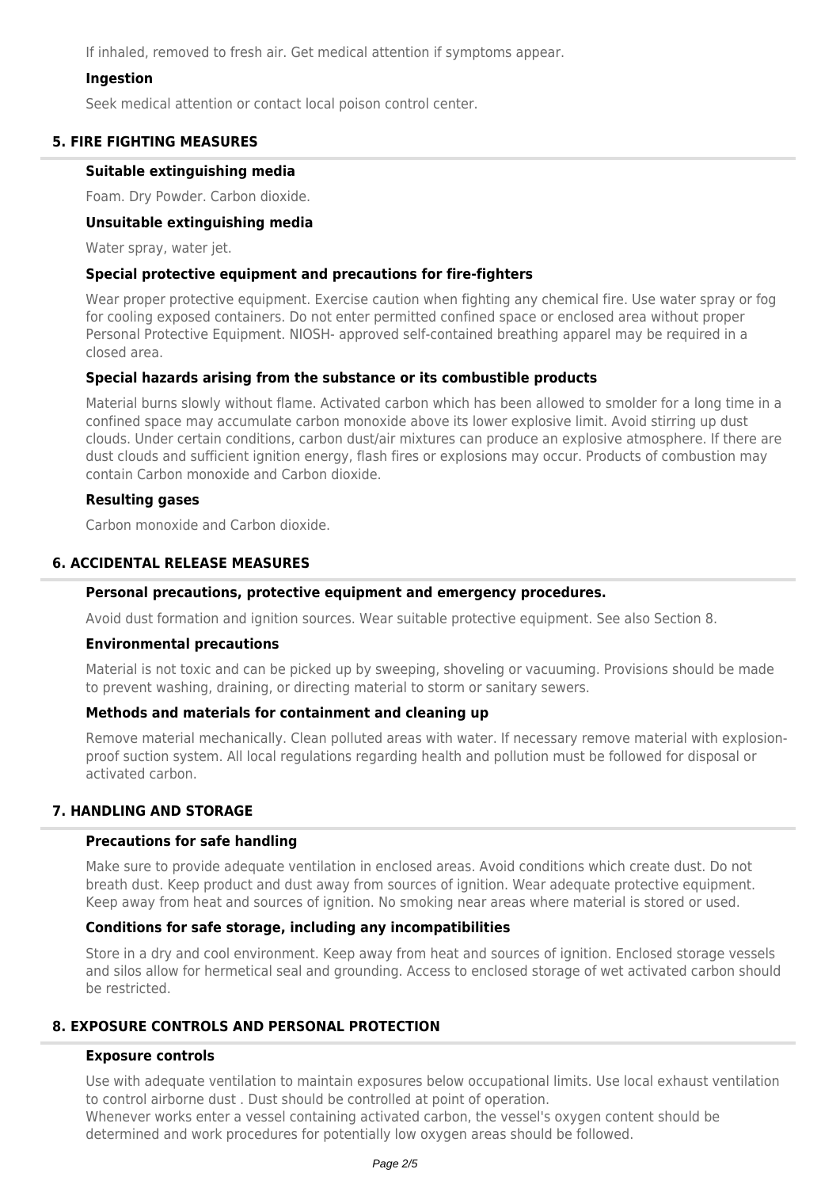If inhaled, removed to fresh air. Get medical attention if symptoms appear.

### Ingestion

Seek medical attention or contact local poison control center.

## 5. FIRE FIGHTING MEASURES

### Suitable extinguishing media

Foam. Dry Powder. Carbon dioxide.

### Unsuitable extinguishing media

Water spray, water jet.

### Special protective equipment and precautions for fire-fighters

Wear proper protective equipment. Exercise caution when fighting any chemical fire. Use water spray or fog for cooling exposed containers. Do not enter permitted confined space or enclosed area without proper Personal Protective Equipment. NIOSH- approved self-contained breathing apparel may be required in a closed area.

### Special hazards arising from the substance or its combustible products

Material burns slowly without flame. Activated carbon which has been allowed to smolder for a long time in a confined space may accumulate carbon monoxide above its lower explosive limit. Avoid stirring up dust clouds. Under certain conditions, carbon dust/air mixtures can produce an explosive atmosphere. If there are dust clouds and sufficient ignition energy, flash fires or explosions may occur. Products of combustion may contain Carbon monoxide and Carbon dioxide.

### Resulting gases

Carbon monoxide and Carbon dioxide.

## 6. ACCIDENTAL RELEASE MEASURES

### Personal precautions, protective equipment and emergency procedures.

Avoid dust formation and ignition sources. Wear suitable protective equipment. See also Section 8.

### Environmental precautions

Material is not toxic and can be picked up by sweeping, shoveling or vacuuming. Provisions should be made to prevent washing, draining, or directing material to storm or sanitary sewers.

### Methods and materials for containment and cleaning up

Remove material mechanically. Clean polluted areas with water. If necessary remove material with explosion-proof suction system. All local regulations regarding health and pollution must be followed for disposal or activated carbon.

## 7. HANDLING AND STORAGE

### Precautions for safe handling

Make sure to provide adequate ventilation in enclosed areas. Avoid conditions which create dust. Do not breath dust. Keep product and dust away from sources of ignition. Wear adequate protective equipment. Keep away from heat and sources of ignition. No smoking near areas where material is stored or used.

### Conditions for safe storage, including any incompatibilities

Store in a dry and cool environment. Keep away from heat and sources of ignition. Enclosed storage vessels and silos allow for hermetical seal and grounding. Access to enclosed storage of wet activated carbon should be restricted.

## 8. EXPOSURE CONTROLS AND PERSONAL PROTECTION

### Exposure controls

Use with adequate ventilation to maintain exposures below occupational limits. Use local exhaust ventilation to control airborne dust . Dust should be controlled at point of operation.
Whenever works enter a vessel containing activated carbon, the vessel's oxygen content should be determined and work procedures for potentially low oxygen areas should be followed.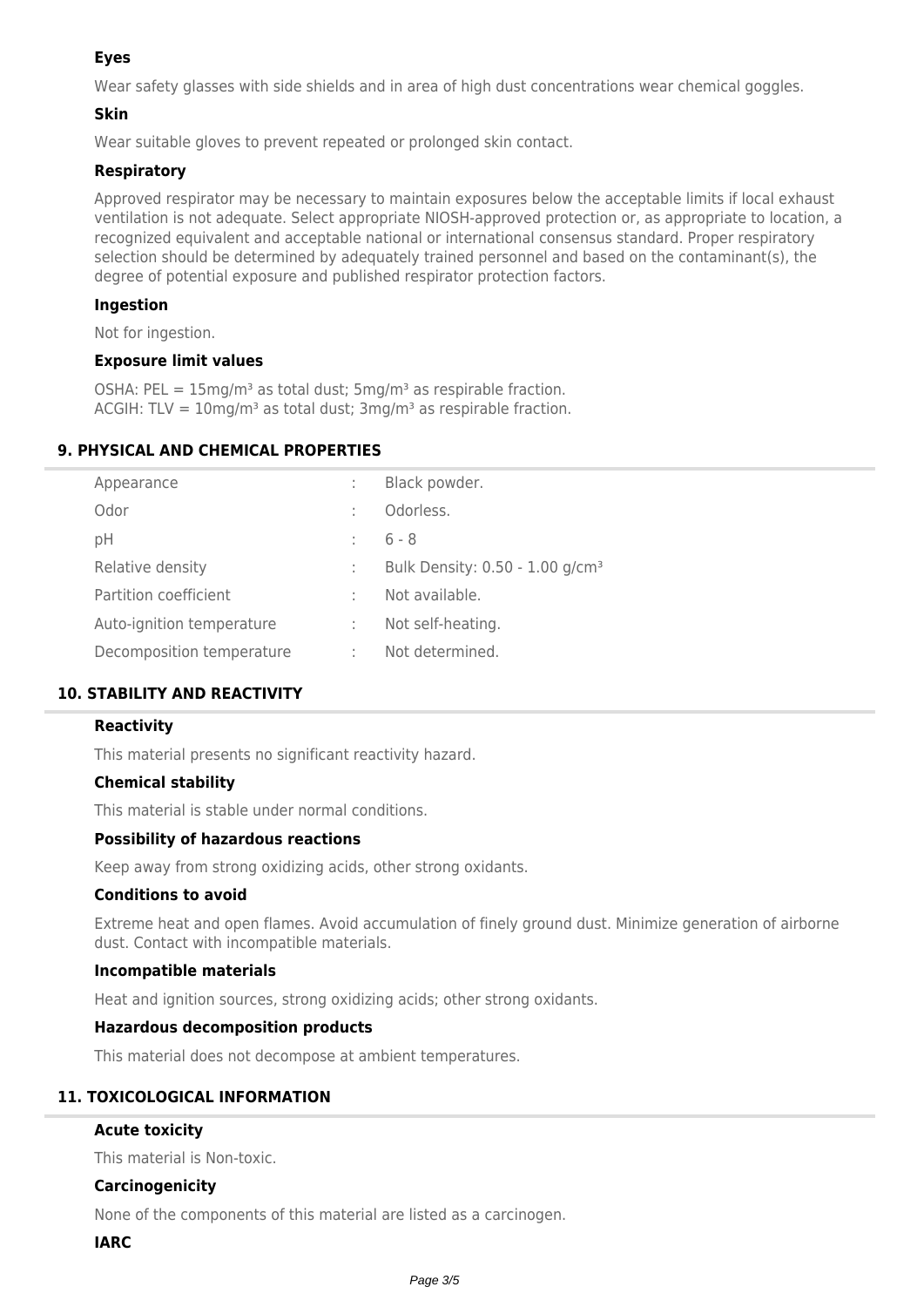### Eyes

Wear safety glasses with side shields and in area of high dust concentrations wear chemical goggles.

### Skin

Wear suitable gloves to prevent repeated or prolonged skin contact.

### Respiratory

Approved respirator may be necessary to maintain exposures below the acceptable limits if local exhaust ventilation is not adequate. Select appropriate NIOSH-approved protection or, as appropriate to location, a recognized equivalent and acceptable national or international consensus standard. Proper respiratory selection should be determined by adequately trained personnel and based on the contaminant(s), the degree of potential exposure and published respirator protection factors.

### Ingestion

Not for ingestion.

### Exposure limit values

OSHA: PEL = 15mg/$m^3$ as total dust; 5mg/$m^3$ as respirable fraction.
ACGIH: TLV = 10mg/$m^3$ as total dust; 3mg/$m^3$ as respirable fraction.

## 9. PHYSICAL AND CHEMICAL PROPERTIES

| | | |
|---|---|---|
| Appearance | : | Black powder. |
| Odor | : | Odorless. |
| pH | : | 6 - 8 |
| Relative density | : | Bulk Density: 0.50 - 1.00 g/$cm^3$ |
| Partition coefficient | : | Not available. |
| Auto-ignition temperature | : | Not self-heating. |
| Decomposition temperature | : | Not determined. |

## 10. STABILITY AND REACTIVITY

### Reactivity

This material presents no significant reactivity hazard.

### Chemical stability

This material is stable under normal conditions.

### Possibility of hazardous reactions

Keep away from strong oxidizing acids, other strong oxidants.

### Conditions to avoid

Extreme heat and open flames. Avoid accumulation of finely ground dust. Minimize generation of airborne dust. Contact with incompatible materials.

### Incompatible materials

Heat and ignition sources, strong oxidizing acids; other strong oxidants.

### Hazardous decomposition products

This material does not decompose at ambient temperatures.

## 11. TOXICOLOGICAL INFORMATION

### Acute toxicity

This material is Non-toxic.

### Carcinogenicity

None of the components of this material are listed as a carcinogen.

### IARC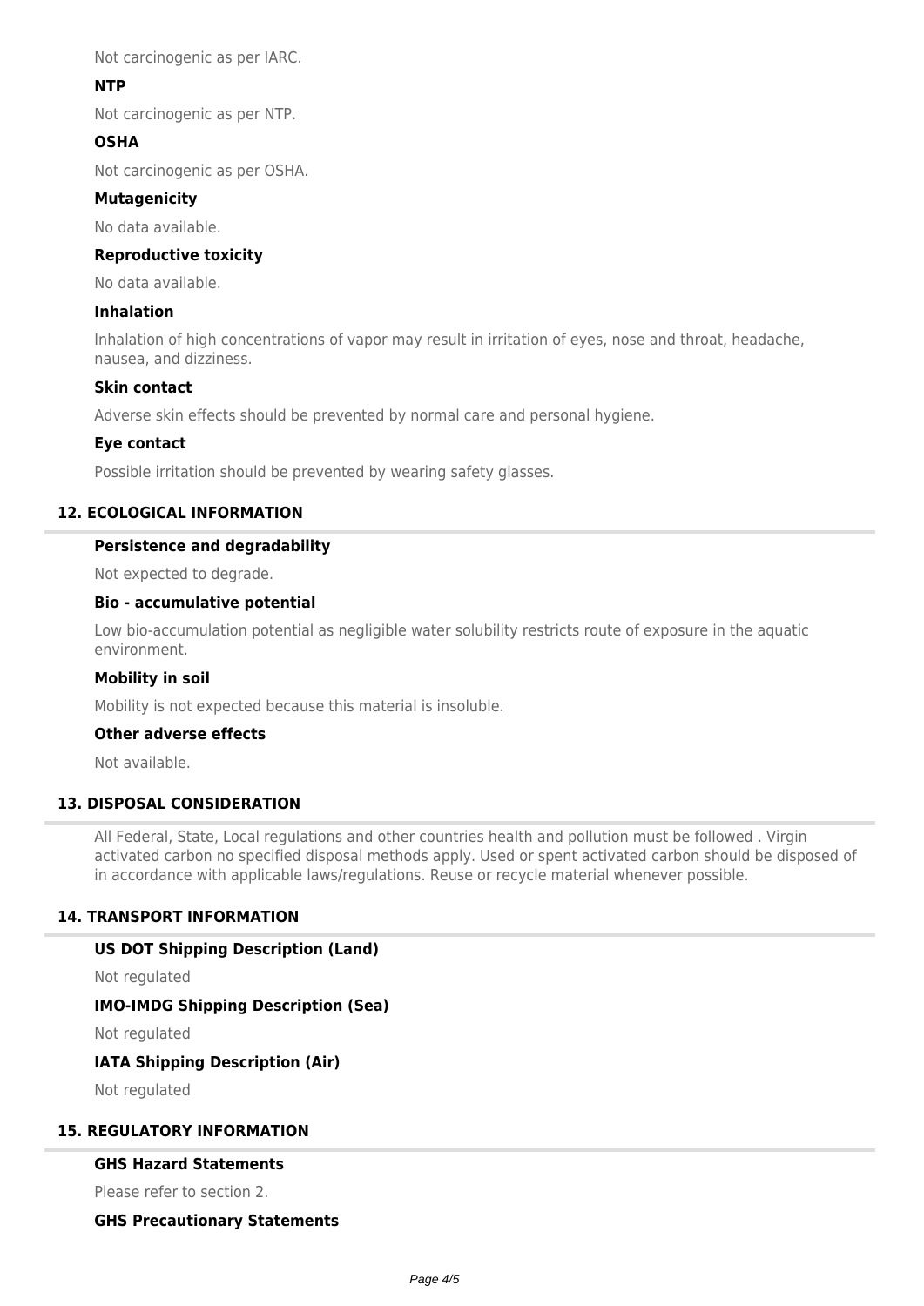Not carcinogenic as per IARC.

### NTP

Not carcinogenic as per NTP.

### OSHA

Not carcinogenic as per OSHA.

### Mutagenicity

No data available.

### Reproductive toxicity

No data available.

### Inhalation

Inhalation of high concentrations of vapor may result in irritation of eyes, nose and throat, headache, nausea, and dizziness.

### Skin contact

Adverse skin effects should be prevented by normal care and personal hygiene.

### Eye contact

Possible irritation should be prevented by wearing safety glasses.

## 12. ECOLOGICAL INFORMATION

### Persistence and degradability

Not expected to degrade.

### Bio - accumulative potential

Low bio-accumulation potential as negligible water solubility restricts route of exposure in the aquatic environment.

### Mobility in soil

Mobility is not expected because this material is insoluble.

### Other adverse effects

Not available.

## 13. DISPOSAL CONSIDERATION

All Federal, State, Local regulations and other countries health and pollution must be followed . Virgin activated carbon no specified disposal methods apply. Used or spent activated carbon should be disposed of in accordance with applicable laws/regulations. Reuse or recycle material whenever possible.

## 14. TRANSPORT INFORMATION

### US DOT Shipping Description (Land)

Not regulated

### IMO-IMDG Shipping Description (Sea)

Not regulated

### IATA Shipping Description (Air)

Not regulated

## 15. REGULATORY INFORMATION

### GHS Hazard Statements

Please refer to section 2.

### GHS Precautionary Statements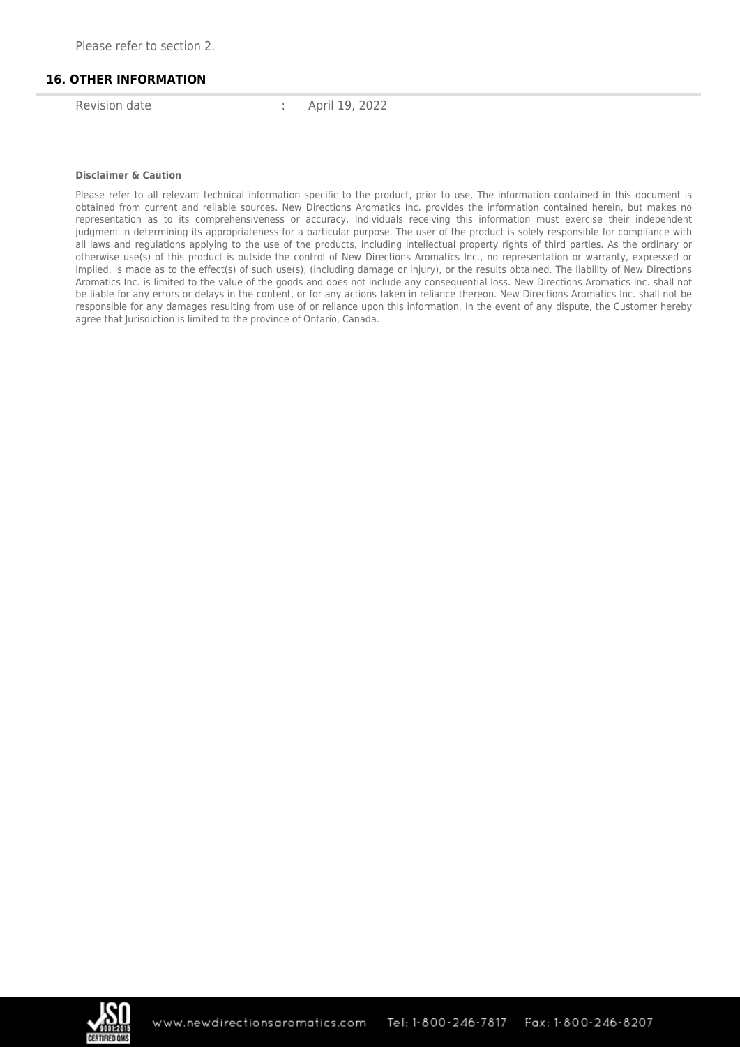Please refer to section 2.

## 16. OTHER INFORMATION

Revision date : April 19, 2022

**Disclaimer & Caution**

Please refer to all relevant technical information specific to the product, prior to use. The information contained in this document is obtained from current and reliable sources. New Directions Aromatics Inc. provides the information contained herein, but makes no representation as to its comprehensiveness or accuracy. Individuals receiving this information must exercise their independent judgment in determining its appropriateness for a particular purpose. The user of the product is solely responsible for compliance with all laws and regulations applying to the use of the products, including intellectual property rights of third parties. As the ordinary or otherwise use(s) of this product is outside the control of New Directions Aromatics Inc., no representation or warranty, expressed or implied, is made as to the effect(s) of such use(s), (including damage or injury), or the results obtained. The liability of New Directions Aromatics Inc. is limited to the value of the goods and does not include any consequential loss. New Directions Aromatics Inc. shall not be liable for any errors or delays in the content, or for any actions taken in reliance thereon. New Directions Aromatics Inc. shall not be responsible for any damages resulting from use of or reliance upon this information. In the event of any dispute, the Customer hereby agree that Jurisdiction is limited to the province of Ontario, Canada.